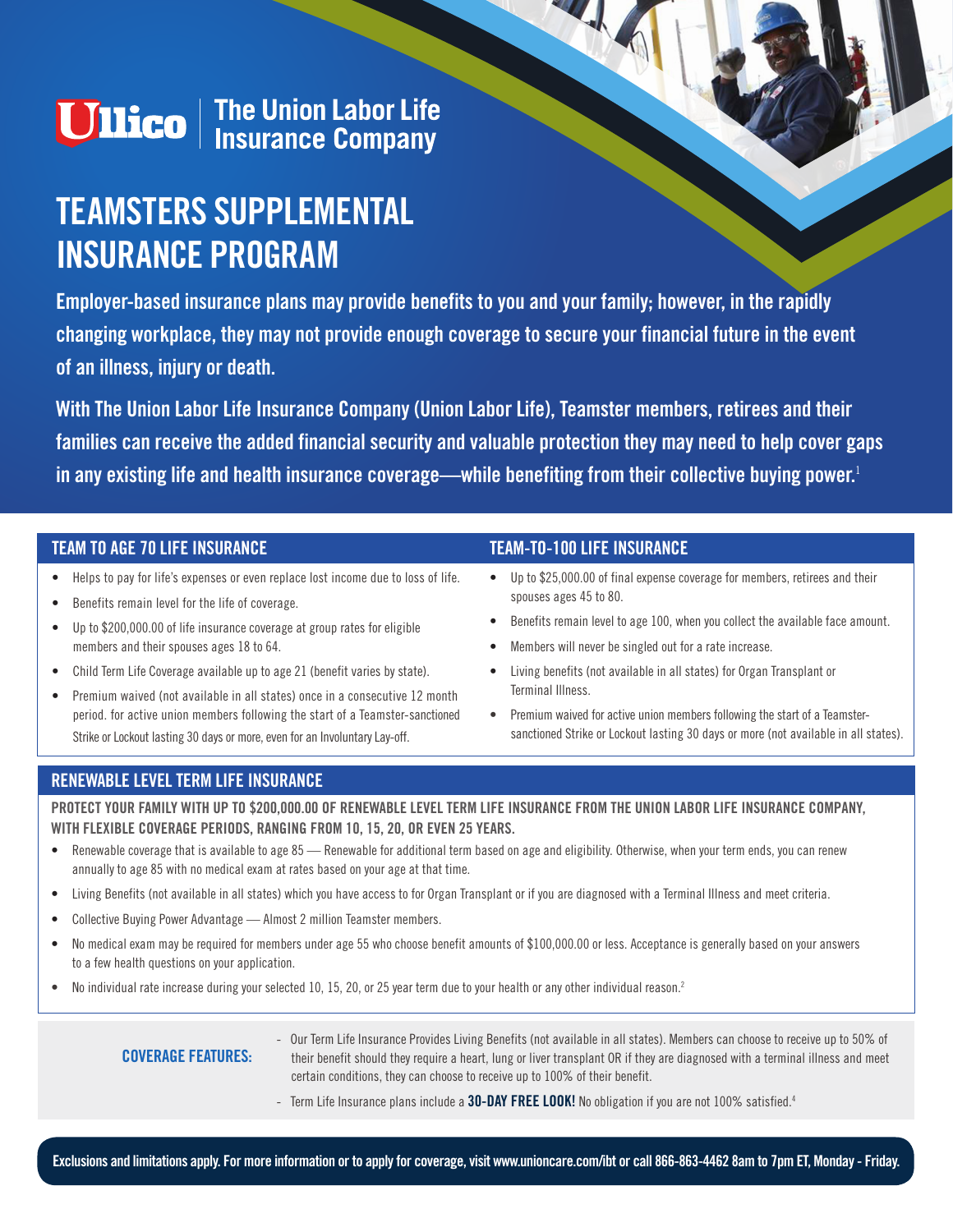Ullico | The Union Labor Life Insurance Company

# TEAMSTERS SUPPLEMENTAL INSURANCE PROGRAM

**Employer-based insurance plans may provide benefits to you and your family; however, in the rapidly changing workplace, they may not provide enough coverage to secure your financial future in the event of an illness, injury or death.**

**With The Union Labor Life Insurance Company (Union Labor Life), Teamster members, retirees and their families can receive the added financial security and valuable protection they may need to help cover gaps in any existing life and health insurance coverage—while benefiting from their collective buying power.[1]**

## TEAM TO AGE 70 LIFE INSURANCE

- Helps to pay for life's expenses or even replace lost income due to loss of life.
- Benefits remain level for the life of coverage.
- Up to $200,000.00 of life insurance coverage at group rates for eligible members and their spouses ages 18 to 64.
- Child Term Life Coverage available up to age 21 (benefit varies by state).
- Premium waived (not available in all states) once in a consecutive 12 month period. for active union members following the start of a Teamster-sanctioned Strike or Lockout lasting 30 days or more, even for an Involuntary Lay-off.

## TEAM-TO-100 LIFE INSURANCE

- Up to $25,000.00 of final expense coverage for members, retirees and their spouses ages 45 to 80.
- Benefits remain level to age 100, when you collect the available face amount.
- Members will never be singled out for a rate increase.
- Living benefits (not available in all states) for Organ Transplant or Terminal Illness.
- Premium waived for active union members following the start of a Teamster-sanctioned Strike or Lockout lasting 30 days or more (not available in all states).

## RENEWABLE LEVEL TERM LIFE INSURANCE

**PROTECT YOUR FAMILY WITH UP TO $200,000.00 OF RENEWABLE LEVEL TERM LIFE INSURANCE FROM THE UNION LABOR LIFE INSURANCE COMPANY, WITH FLEXIBLE COVERAGE PERIODS, RANGING FROM 10, 15, 20, OR EVEN 25 YEARS.**

- Renewable coverage that is available to age 85 — Renewable for additional term based on age and eligibility. Otherwise, when your term ends, you can renew annually to age 85 with no medical exam at rates based on your age at that time.
- Living Benefits (not available in all states) which you have access to for Organ Transplant or if you are diagnosed with a Terminal Illness and meet criteria.
- Collective Buying Power Advantage — Almost 2 million Teamster members.
- No medical exam may be required for members under age 55 who choose benefit amounts of $100,000.00 or less. Acceptance is generally based on your answers to a few health questions on your application.
- No individual rate increase during your selected 10, 15, 20, or 25 year term due to your health or any other individual reason.[2]

**COVERAGE FEATURES:**

- Our Term Life Insurance Provides Living Benefits (not available in all states). Members can choose to receive up to 50% of their benefit should they require a heart, lung or liver transplant OR if they are diagnosed with a terminal illness and meet certain conditions, they can choose to receive up to 100% of their benefit.
- Term Life Insurance plans include a **30-DAY FREE LOOK!** No obligation if you are not 100% satisfied.[4]

**Exclusions and limitations apply. For more information or to apply for coverage, visit www.unioncare.com/ibt or call 866-863-4462 8am to 7pm ET, Monday - Friday.**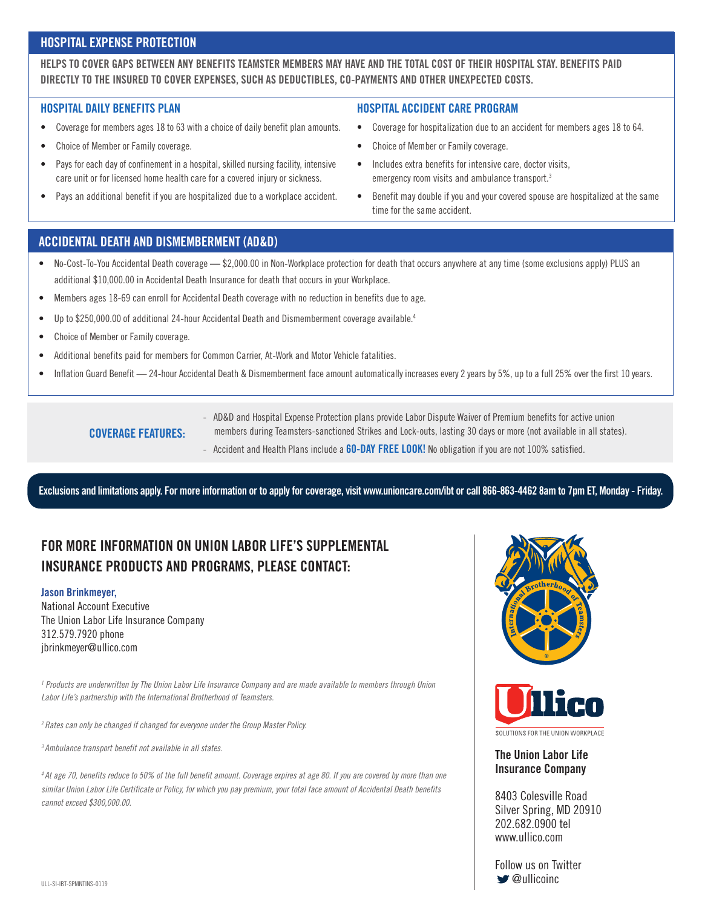## HOSPITAL EXPENSE PROTECTION

**HELPS TO COVER GAPS BETWEEN ANY BENEFITS TEAMSTER MEMBERS MAY HAVE AND THE TOTAL COST OF THEIR HOSPITAL STAY. BENEFITS PAID DIRECTLY TO THE INSURED TO COVER EXPENSES, SUCH AS DEDUCTIBLES, CO-PAYMENTS AND OTHER UNEXPECTED COSTS.**

### HOSPITAL DAILY BENEFITS PLAN

- Coverage for members ages 18 to 63 with a choice of daily benefit plan amounts.
- Choice of Member or Family coverage.
- Pays for each day of confinement in a hospital, skilled nursing facility, intensive care unit or for licensed home health care for a covered injury or sickness.
- Pays an additional benefit if you are hospitalized due to a workplace accident.

### HOSPITAL ACCIDENT CARE PROGRAM

- Coverage for hospitalization due to an accident for members ages 18 to 64.
- Choice of Member or Family coverage.
- Includes extra benefits for intensive care, doctor visits, emergency room visits and ambulance transport.[3]
- Benefit may double if you and your covered spouse are hospitalized at the same time for the same accident.

## ACCIDENTAL DEATH AND DISMEMBERMENT (AD&D)

- No-Cost-To-You Accidental Death coverage — $2,000.00 in Non-Workplace protection for death that occurs anywhere at any time (some exclusions apply) PLUS an additional $10,000.00 in Accidental Death Insurance for death that occurs in your Workplace.
- Members ages 18-69 can enroll for Accidental Death coverage with no reduction in benefits due to age.
- Up to $250,000.00 of additional 24-hour Accidental Death and Dismemberment coverage available.[4]
- Choice of Member or Family coverage.
- Additional benefits paid for members for Common Carrier, At-Work and Motor Vehicle fatalities.
- Inflation Guard Benefit — 24-hour Accidental Death & Dismemberment face amount automatically increases every 2 years by 5%, up to a full 25% over the first 10 years.

**COVERAGE FEATURES:**

- AD&D and Hospital Expense Protection plans provide Labor Dispute Waiver of Premium benefits for active union members during Teamsters-sanctioned Strikes and Lock-outs, lasting 30 days or more (not available in all states).
- Accident and Health Plans include a **60-DAY FREE LOOK!** No obligation if you are not 100% satisfied.

**Exclusions and limitations apply. For more information or to apply for coverage, visit www.unioncare.com/ibt or call 866-863-4462 8am to 7pm ET, Monday - Friday.**

## FOR MORE INFORMATION ON UNION LABOR LIFE'S SUPPLEMENTAL INSURANCE PRODUCTS AND PROGRAMS, PLEASE CONTACT:

**Jason Brinkmeyer,**
National Account Executive
The Union Labor Life Insurance Company
312.579.7920 phone
jbrinkmeyer@ullico.com

*[1] Products are underwritten by The Union Labor Life Insurance Company and are made available to members through Union Labor Life's partnership with the International Brotherhood of Teamsters.*

*[2] Rates can only be changed if changed for everyone under the Group Master Policy.*

*[3] Ambulance transport benefit not available in all states.*

*[4] At age 70, benefits reduce to 50% of the full benefit amount. Coverage expires at age 80. If you are covered by more than one similar Union Labor Life Certificate or Policy, for which you pay premium, your total face amount of Accidental Death benefits cannot exceed $300,000.00.*

SOLUTIONS FOR THE UNION WORKPLACE

**The Union Labor Life Insurance Company**

8403 Colesville Road
Silver Spring, MD 20910
202.682.0900 tel
www.ullico.com

Follow us on Twitter
@ullicoinc

ULL-SI-IBT-SPMNTINS-0119